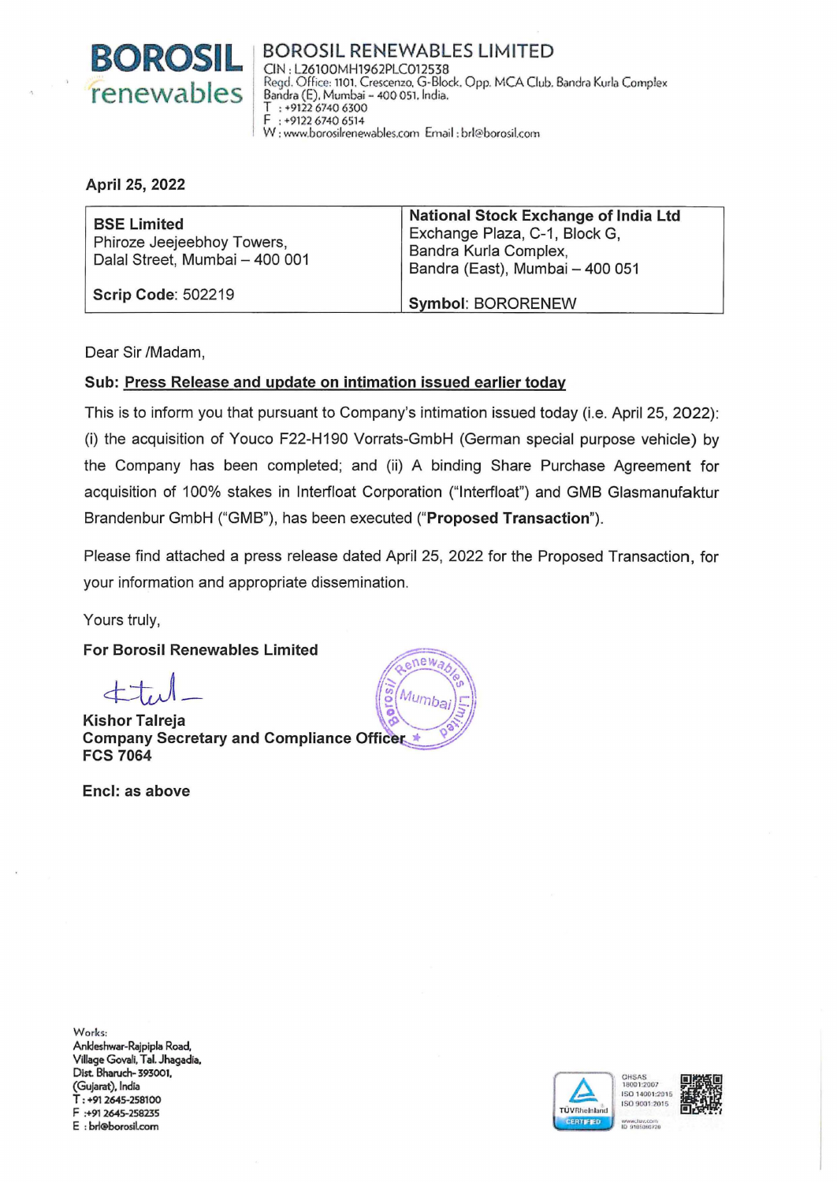# BOROSIL renewables

**BOROSIL RENEWABLES LIMITED**
CIN : L26100MH1962PLC012538
Regd. Office: 1101, Crescenzo, G-Block, Opp. MCA Club, Bandra Kurla Complex
Bandra (E), Mumbai - 400 051, India.
T : +9122 6740 6300
F : +9122 6740 6514
W : www.borosilrenewables.com Email : brl@borosil.com

April 25, 2022

| **BSE Limited**<br>Phiroze Jeejeebhoy Towers,<br>Dalal Street, Mumbai – 400 001<br><br>**Scrip Code**: 502219 | **National Stock Exchange of India Ltd**<br>Exchange Plaza, C-1, Block G,<br>Bandra Kurla Complex,<br>Bandra (East), Mumbai – 400 051<br><br>**Symbol**: BORORENEW |
|---|---|

Dear Sir /Madam,

**Sub: Press Release and update on intimation issued earlier today**

This is to inform you that pursuant to Company's intimation issued today (i.e. April 25, 2022): (i) the acquisition of Youco F22-H190 Vorrats-GmbH (German special purpose vehicle) by the Company has been completed; and (ii) A binding Share Purchase Agreement for acquisition of 100% stakes in Interfloat Corporation ("Interfloat") and GMB Glasmanufaktur Brandenbur GmbH ("GMB"), has been executed ("**Proposed Transaction**").

Please find attached a press release dated April 25, 2022 for the Proposed Transaction, for your information and appropriate dissemination.

Yours truly,

**For Borosil Renewables Limited**

**Kishor Talreja**
**Company Secretary and Compliance Officer**
**FCS 7064**

**Encl: as above**

Works:
Ankleshwar-Rajpipla Road,
Village Govali, Tal. Jhagadia,
Dist. Bharuch- 393001,
(Gujarat), India
T : +91 2645-258100
F : +91 2645-258235
E : brl@borosil.com

OHSAS 18001:2007
ISO 14001:2015
ISO 9001:2015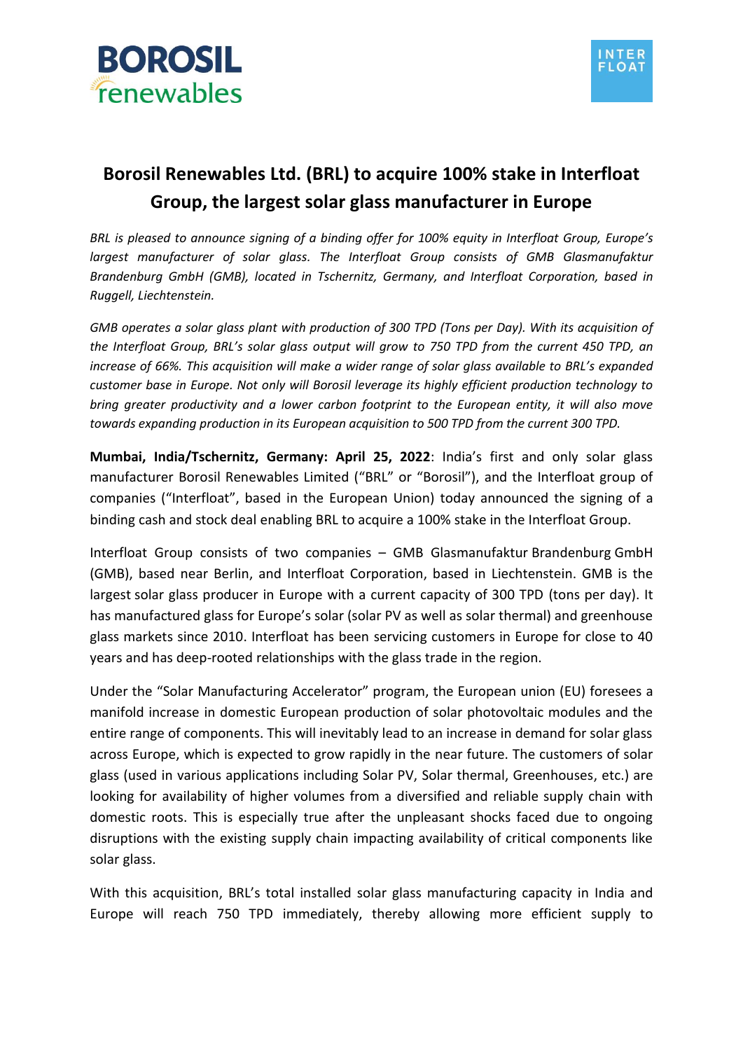# Borosil Renewables Ltd. (BRL) to acquire 100% stake in Interfloat Group, the largest solar glass manufacturer in Europe

*BRL is pleased to announce signing of a binding offer for 100% equity in Interfloat Group, Europe's largest manufacturer of solar glass. The Interfloat Group consists of GMB Glasmanufaktur Brandenburg GmbH (GMB), located in Tschernitz, Germany, and Interfloat Corporation, based in Ruggell, Liechtenstein.*

*GMB operates a solar glass plant with production of 300 TPD (Tons per Day). With its acquisition of the Interfloat Group, BRL's solar glass output will grow to 750 TPD from the current 450 TPD, an increase of 66%. This acquisition will make a wider range of solar glass available to BRL's expanded customer base in Europe. Not only will Borosil leverage its highly efficient production technology to bring greater productivity and a lower carbon footprint to the European entity, it will also move towards expanding production in its European acquisition to 500 TPD from the current 300 TPD.*

**Mumbai, India/Tschernitz, Germany: April 25, 2022**: India's first and only solar glass manufacturer Borosil Renewables Limited ("BRL" or "Borosil"), and the Interfloat group of companies ("Interfloat", based in the European Union) today announced the signing of a binding cash and stock deal enabling BRL to acquire a 100% stake in the Interfloat Group.

Interfloat Group consists of two companies – GMB Glasmanufaktur Brandenburg GmbH (GMB), based near Berlin, and Interfloat Corporation, based in Liechtenstein. GMB is the largest solar glass producer in Europe with a current capacity of 300 TPD (tons per day). It has manufactured glass for Europe's solar (solar PV as well as solar thermal) and greenhouse glass markets since 2010. Interfloat has been servicing customers in Europe for close to 40 years and has deep-rooted relationships with the glass trade in the region.

Under the "Solar Manufacturing Accelerator" program, the European union (EU) foresees a manifold increase in domestic European production of solar photovoltaic modules and the entire range of components. This will inevitably lead to an increase in demand for solar glass across Europe, which is expected to grow rapidly in the near future. The customers of solar glass (used in various applications including Solar PV, Solar thermal, Greenhouses, etc.) are looking for availability of higher volumes from a diversified and reliable supply chain with domestic roots. This is especially true after the unpleasant shocks faced due to ongoing disruptions with the existing supply chain impacting availability of critical components like solar glass.

With this acquisition, BRL's total installed solar glass manufacturing capacity in India and Europe will reach 750 TPD immediately, thereby allowing more efficient supply to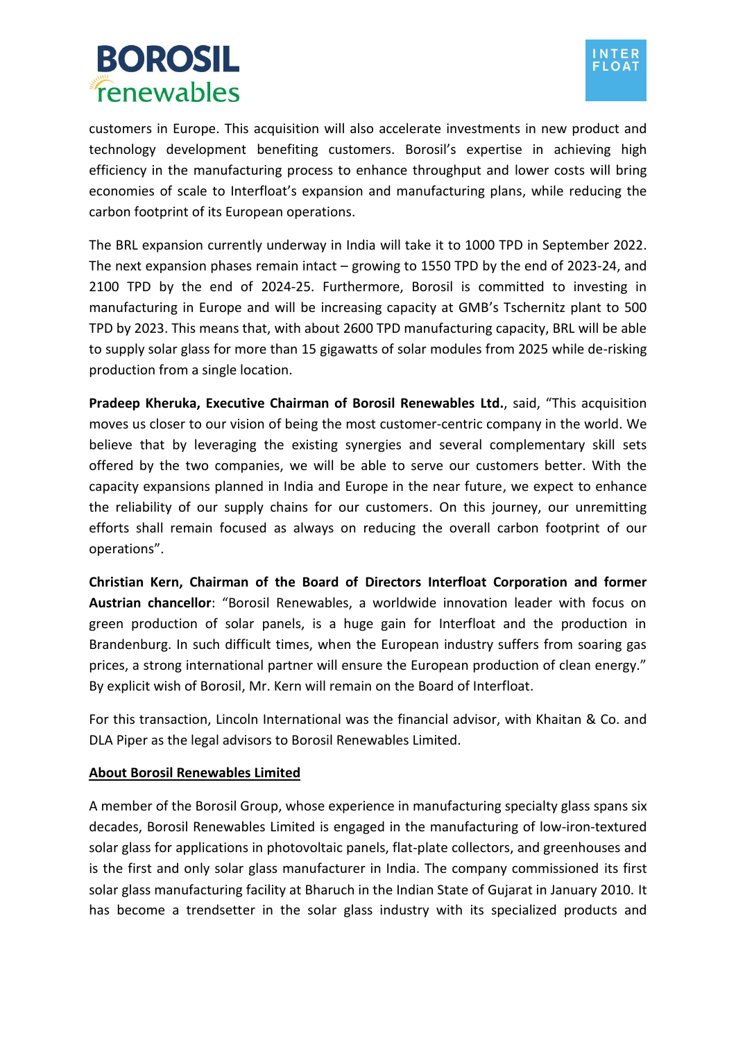customers in Europe. This acquisition will also accelerate investments in new product and technology development benefiting customers. Borosil's expertise in achieving high efficiency in the manufacturing process to enhance throughput and lower costs will bring economies of scale to Interfloat's expansion and manufacturing plans, while reducing the carbon footprint of its European operations.

The BRL expansion currently underway in India will take it to 1000 TPD in September 2022. The next expansion phases remain intact – growing to 1550 TPD by the end of 2023-24, and 2100 TPD by the end of 2024-25. Furthermore, Borosil is committed to investing in manufacturing in Europe and will be increasing capacity at GMB's Tschernitz plant to 500 TPD by 2023. This means that, with about 2600 TPD manufacturing capacity, BRL will be able to supply solar glass for more than 15 gigawatts of solar modules from 2025 while de-risking production from a single location.

**Pradeep Kheruka, Executive Chairman of Borosil Renewables Ltd.**, said, "This acquisition moves us closer to our vision of being the most customer-centric company in the world. We believe that by leveraging the existing synergies and several complementary skill sets offered by the two companies, we will be able to serve our customers better. With the capacity expansions planned in India and Europe in the near future, we expect to enhance the reliability of our supply chains for our customers. On this journey, our unremitting efforts shall remain focused as always on reducing the overall carbon footprint of our operations".

**Christian Kern, Chairman of the Board of Directors Interfloat Corporation and former Austrian chancellor**: "Borosil Renewables, a worldwide innovation leader with focus on green production of solar panels, is a huge gain for Interfloat and the production in Brandenburg. In such difficult times, when the European industry suffers from soaring gas prices, a strong international partner will ensure the European production of clean energy." By explicit wish of Borosil, Mr. Kern will remain on the Board of Interfloat.

For this transaction, Lincoln International was the financial advisor, with Khaitan & Co. and DLA Piper as the legal advisors to Borosil Renewables Limited.

## About Borosil Renewables Limited

A member of the Borosil Group, whose experience in manufacturing specialty glass spans six decades, Borosil Renewables Limited is engaged in the manufacturing of low-iron-textured solar glass for applications in photovoltaic panels, flat-plate collectors, and greenhouses and is the first and only solar glass manufacturer in India. The company commissioned its first solar glass manufacturing facility at Bharuch in the Indian State of Gujarat in January 2010. It has become a trendsetter in the solar glass industry with its specialized products and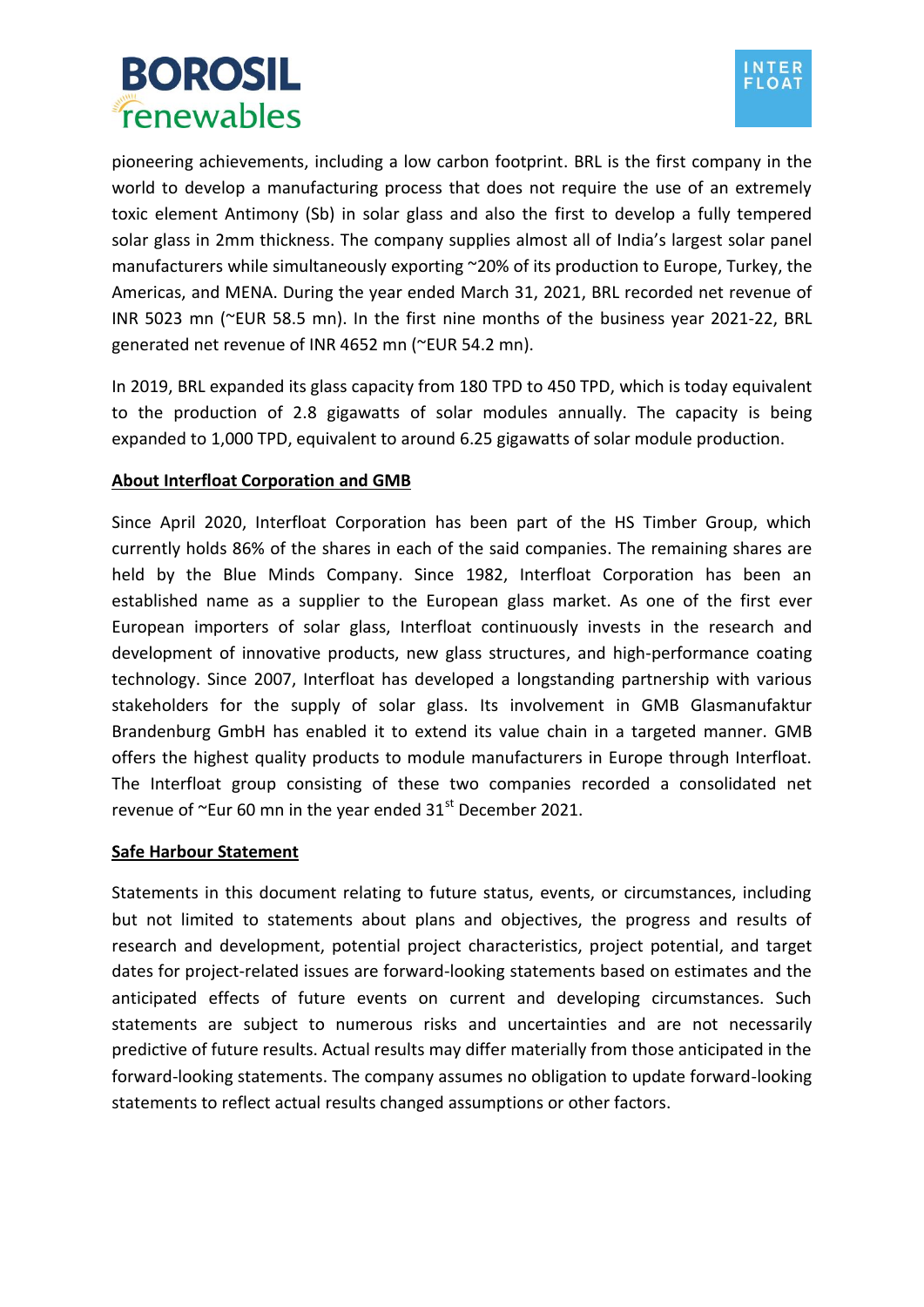pioneering achievements, including a low carbon footprint. BRL is the first company in the world to develop a manufacturing process that does not require the use of an extremely toxic element Antimony (Sb) in solar glass and also the first to develop a fully tempered solar glass in 2mm thickness. The company supplies almost all of India's largest solar panel manufacturers while simultaneously exporting ~20% of its production to Europe, Turkey, the Americas, and MENA. During the year ended March 31, 2021, BRL recorded net revenue of INR 5023 mn (~EUR 58.5 mn). In the first nine months of the business year 2021-22, BRL generated net revenue of INR 4652 mn (~EUR 54.2 mn).

In 2019, BRL expanded its glass capacity from 180 TPD to 450 TPD, which is today equivalent to the production of 2.8 gigawatts of solar modules annually. The capacity is being expanded to 1,000 TPD, equivalent to around 6.25 gigawatts of solar module production.

**About Interfloat Corporation and GMB**

Since April 2020, Interfloat Corporation has been part of the HS Timber Group, which currently holds 86% of the shares in each of the said companies. The remaining shares are held by the Blue Minds Company. Since 1982, Interfloat Corporation has been an established name as a supplier to the European glass market. As one of the first ever European importers of solar glass, Interfloat continuously invests in the research and development of innovative products, new glass structures, and high-performance coating technology. Since 2007, Interfloat has developed a longstanding partnership with various stakeholders for the supply of solar glass. Its involvement in GMB Glasmanufaktur Brandenburg GmbH has enabled it to extend its value chain in a targeted manner. GMB offers the highest quality products to module manufacturers in Europe through Interfloat. The Interfloat group consisting of these two companies recorded a consolidated net revenue of ~Eur 60 mn in the year ended 31st December 2021.

**Safe Harbour Statement**

Statements in this document relating to future status, events, or circumstances, including but not limited to statements about plans and objectives, the progress and results of research and development, potential project characteristics, project potential, and target dates for project-related issues are forward-looking statements based on estimates and the anticipated effects of future events on current and developing circumstances. Such statements are subject to numerous risks and uncertainties and are not necessarily predictive of future results. Actual results may differ materially from those anticipated in the forward-looking statements. The company assumes no obligation to update forward-looking statements to reflect actual results changed assumptions or other factors.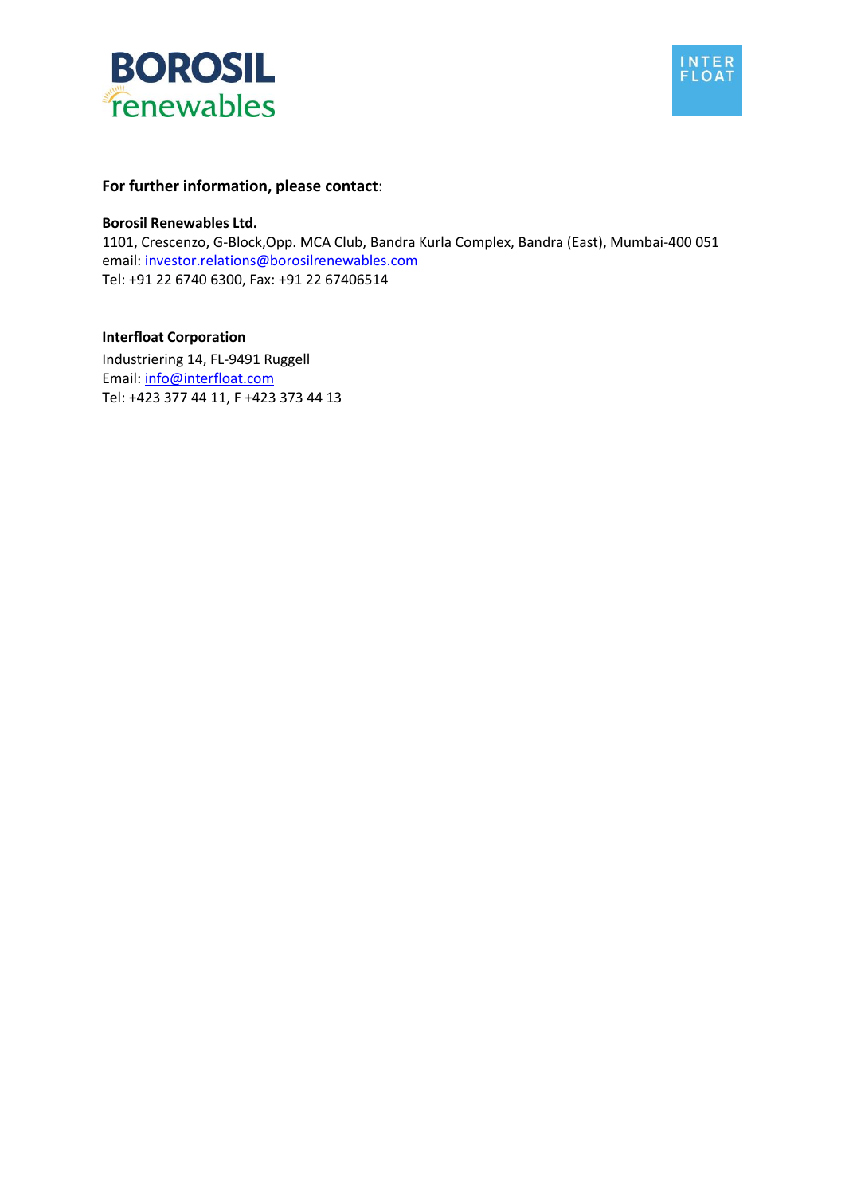**For further information, please contact**:

**Borosil Renewables Ltd.**
1101, Crescenzo, G-Block,Opp. MCA Club, Bandra Kurla Complex, Bandra (East), Mumbai-400 051
email: investor.relations@borosilrenewables.com
Tel: +91 22 6740 6300, Fax: +91 22 67406514

**Interfloat Corporation**
Industriering 14, FL-9491 Ruggell
Email: info@interfloat.com
Tel: +423 377 44 11, F +423 373 44 13